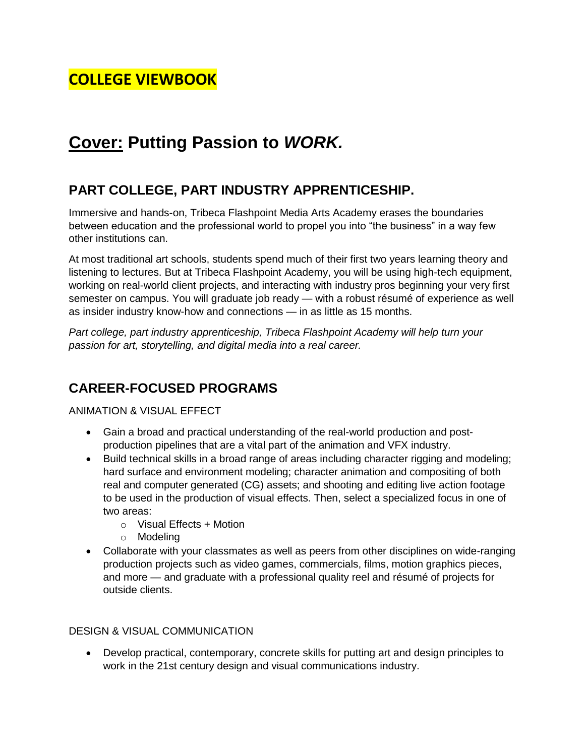# **COLLEGE VIEWBOOK**

# **<u>Cover:</u> Putting Passion to *WORK.***

## **PART COLLEGE, PART INDUSTRY APPRENTICESHIP.**

Immersive and hands-on, Tribeca Flashpoint Media Arts Academy erases the boundaries between education and the professional world to propel you into "the business" in a way few other institutions can.

At most traditional art schools, students spend much of their first two years learning theory and listening to lectures. But at Tribeca Flashpoint Academy, you will be using high-tech equipment, working on real-world client projects, and interacting with industry pros beginning your very first semester on campus. You will graduate job ready — with a robust résumé of experience as well as insider industry know-how and connections — in as little as 15 months.

*Part college, part industry apprenticeship, Tribeca Flashpoint Academy will help turn your passion for art, storytelling, and digital media into a real career.*

## **CAREER-FOCUSED PROGRAMS**

ANIMATION & VISUAL EFFECT

- Gain a broad and practical understanding of the real-world production and post-production pipelines that are a vital part of the animation and VFX industry.
- Build technical skills in a broad range of areas including character rigging and modeling; hard surface and environment modeling; character animation and compositing of both real and computer generated (CG) assets; and shooting and editing live action footage to be used in the production of visual effects. Then, select a specialized focus in one of two areas:
  - Visual Effects + Motion
  - Modeling
- Collaborate with your classmates as well as peers from other disciplines on wide-ranging production projects such as video games, commercials, films, motion graphics pieces, and more — and graduate with a professional quality reel and résumé of projects for outside clients.

DESIGN & VISUAL COMMUNICATION

- Develop practical, contemporary, concrete skills for putting art and design principles to work in the 21st century design and visual communications industry.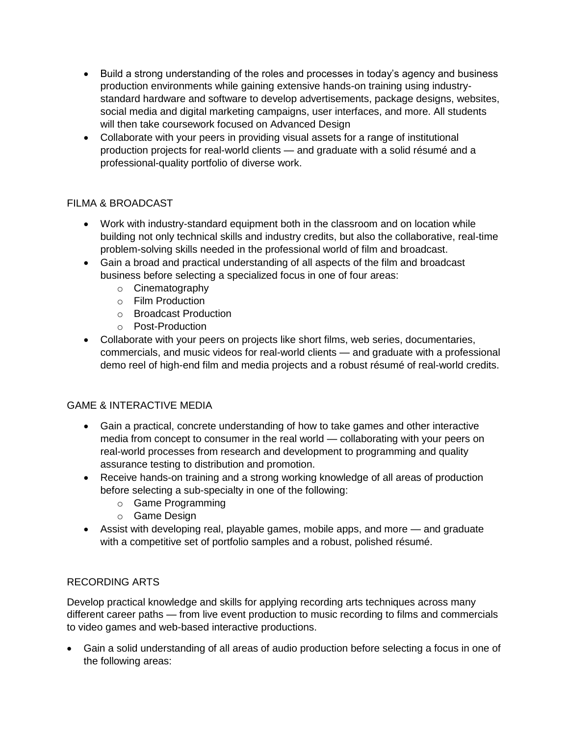- Build a strong understanding of the roles and processes in today's agency and business production environments while gaining extensive hands-on training using industry-standard hardware and software to develop advertisements, package designs, websites, social media and digital marketing campaigns, user interfaces, and more. All students will then take coursework focused on Advanced Design
- Collaborate with your peers in providing visual assets for a range of institutional production projects for real-world clients — and graduate with a solid résumé and a professional-quality portfolio of diverse work.

FILMA & BROADCAST

- Work with industry-standard equipment both in the classroom and on location while building not only technical skills and industry credits, but also the collaborative, real-time problem-solving skills needed in the professional world of film and broadcast.
- Gain a broad and practical understanding of all aspects of the film and broadcast business before selecting a specialized focus in one of four areas:
    - Cinematography
    - Film Production
    - Broadcast Production
    - Post-Production
- Collaborate with your peers on projects like short films, web series, documentaries, commercials, and music videos for real-world clients — and graduate with a professional demo reel of high-end film and media projects and a robust résumé of real-world credits.

GAME & INTERACTIVE MEDIA

- Gain a practical, concrete understanding of how to take games and other interactive media from concept to consumer in the real world — collaborating with your peers on real-world processes from research and development to programming and quality assurance testing to distribution and promotion.
- Receive hands-on training and a strong working knowledge of all areas of production before selecting a sub-specialty in one of the following:
    - Game Programming
    - Game Design
- Assist with developing real, playable games, mobile apps, and more — and graduate with a competitive set of portfolio samples and a robust, polished résumé.

RECORDING ARTS

Develop practical knowledge and skills for applying recording arts techniques across many different career paths — from live event production to music recording to films and commercials to video games and web-based interactive productions.

- Gain a solid understanding of all areas of audio production before selecting a focus in one of the following areas: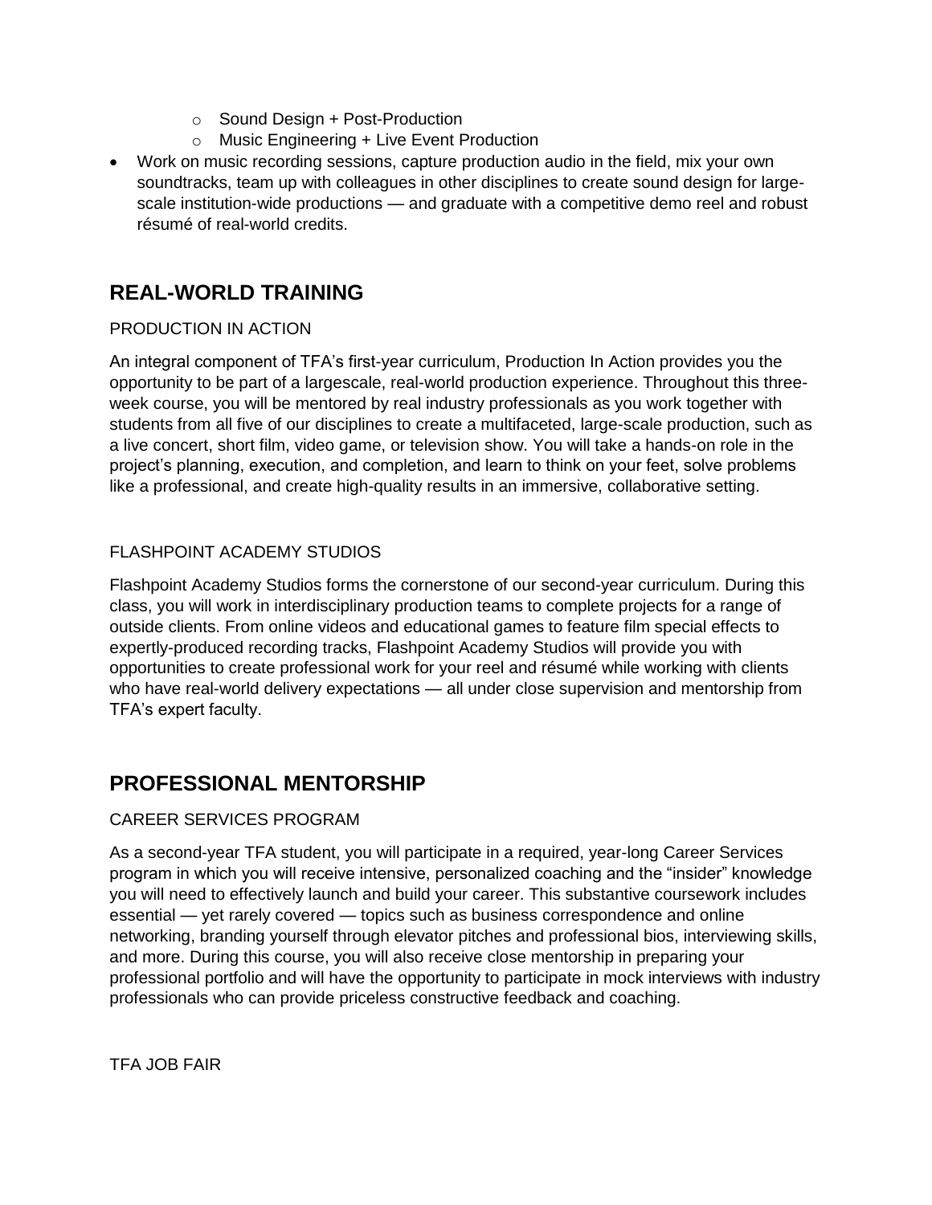- Sound Design + Post-Production
  - Music Engineering + Live Event Production
- Work on music recording sessions, capture production audio in the field, mix your own soundtracks, team up with colleagues in other disciplines to create sound design for large-scale institution-wide productions — and graduate with a competitive demo reel and robust résumé of real-world credits.

## REAL-WORLD TRAINING

PRODUCTION IN ACTION

An integral component of TFA's first-year curriculum, Production In Action provides you the opportunity to be part of a largescale, real-world production experience. Throughout this three-week course, you will be mentored by real industry professionals as you work together with students from all five of our disciplines to create a multifaceted, large-scale production, such as a live concert, short film, video game, or television show. You will take a hands-on role in the project's planning, execution, and completion, and learn to think on your feet, solve problems like a professional, and create high-quality results in an immersive, collaborative setting.

FLASHPOINT ACADEMY STUDIOS

Flashpoint Academy Studios forms the cornerstone of our second-year curriculum. During this class, you will work in interdisciplinary production teams to complete projects for a range of outside clients. From online videos and educational games to feature film special effects to expertly-produced recording tracks, Flashpoint Academy Studios will provide you with opportunities to create professional work for your reel and résumé while working with clients who have real-world delivery expectations — all under close supervision and mentorship from TFA's expert faculty.

## PROFESSIONAL MENTORSHIP

CAREER SERVICES PROGRAM

As a second-year TFA student, you will participate in a required, year-long Career Services program in which you will receive intensive, personalized coaching and the "insider" knowledge you will need to effectively launch and build your career. This substantive coursework includes essential — yet rarely covered — topics such as business correspondence and online networking, branding yourself through elevator pitches and professional bios, interviewing skills, and more. During this course, you will also receive close mentorship in preparing your professional portfolio and will have the opportunity to participate in mock interviews with industry professionals who can provide priceless constructive feedback and coaching.

TFA JOB FAIR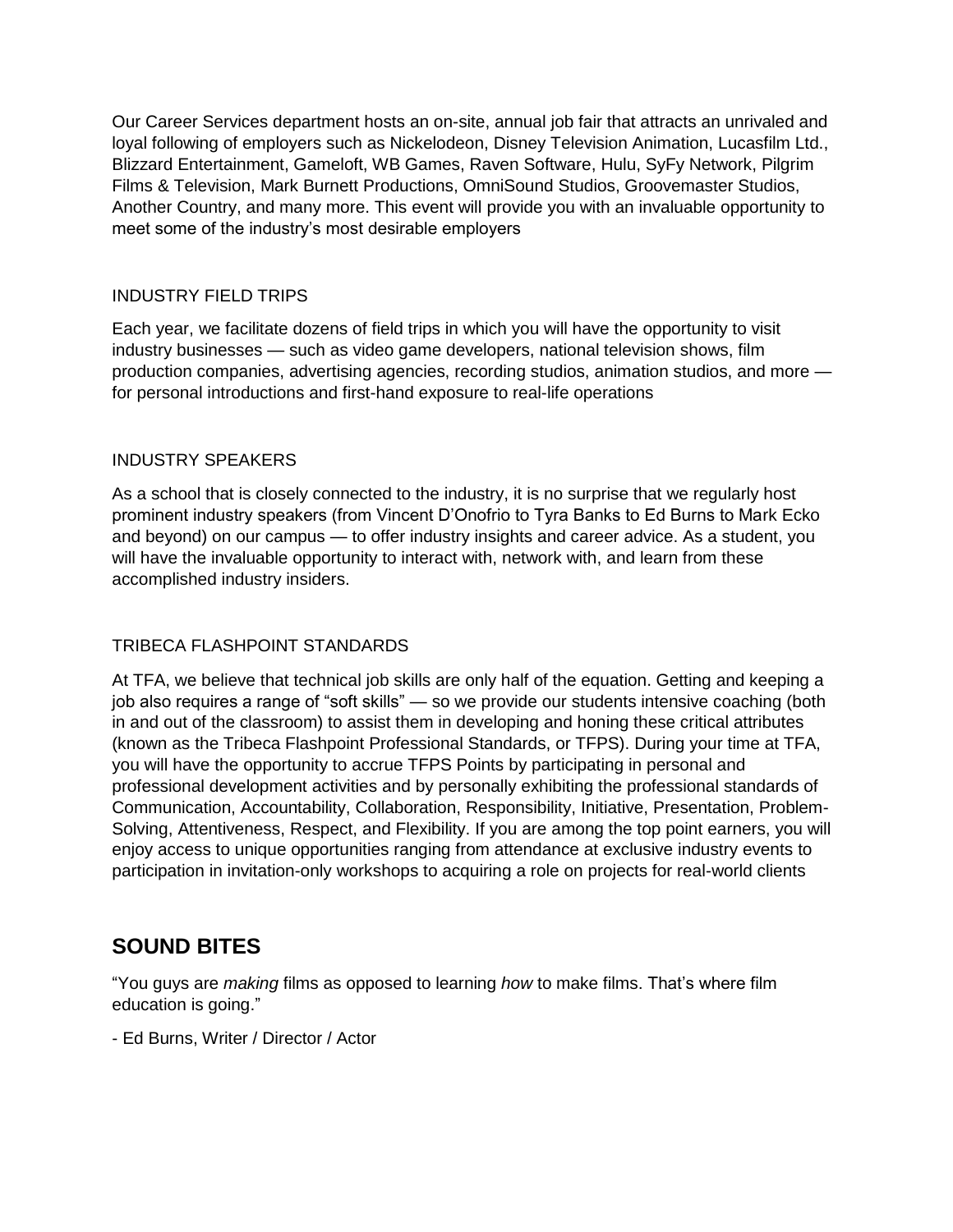Our Career Services department hosts an on-site, annual job fair that attracts an unrivaled and loyal following of employers such as Nickelodeon, Disney Television Animation, Lucasfilm Ltd., Blizzard Entertainment, Gameloft, WB Games, Raven Software, Hulu, SyFy Network, Pilgrim Films & Television, Mark Burnett Productions, OmniSound Studios, Groovemaster Studios, Another Country, and many more. This event will provide you with an invaluable opportunity to meet some of the industry's most desirable employers

INDUSTRY FIELD TRIPS

Each year, we facilitate dozens of field trips in which you will have the opportunity to visit industry businesses — such as video game developers, national television shows, film production companies, advertising agencies, recording studios, animation studios, and more — for personal introductions and first-hand exposure to real-life operations

INDUSTRY SPEAKERS

As a school that is closely connected to the industry, it is no surprise that we regularly host prominent industry speakers (from Vincent D'Onofrio to Tyra Banks to Ed Burns to Mark Ecko and beyond) on our campus — to offer industry insights and career advice. As a student, you will have the invaluable opportunity to interact with, network with, and learn from these accomplished industry insiders.

TRIBECA FLASHPOINT STANDARDS

At TFA, we believe that technical job skills are only half of the equation. Getting and keeping a job also requires a range of "soft skills" — so we provide our students intensive coaching (both in and out of the classroom) to assist them in developing and honing these critical attributes (known as the Tribeca Flashpoint Professional Standards, or TFPS). During your time at TFA, you will have the opportunity to accrue TFPS Points by participating in personal and professional development activities and by personally exhibiting the professional standards of Communication, Accountability, Collaboration, Responsibility, Initiative, Presentation, Problem-Solving, Attentiveness, Respect, and Flexibility. If you are among the top point earners, you will enjoy access to unique opportunities ranging from attendance at exclusive industry events to participation in invitation-only workshops to acquiring a role on projects for real-world clients

## SOUND BITES

"You guys are *making* films as opposed to learning *how* to make films. That's where film education is going."

- Ed Burns, Writer / Director / Actor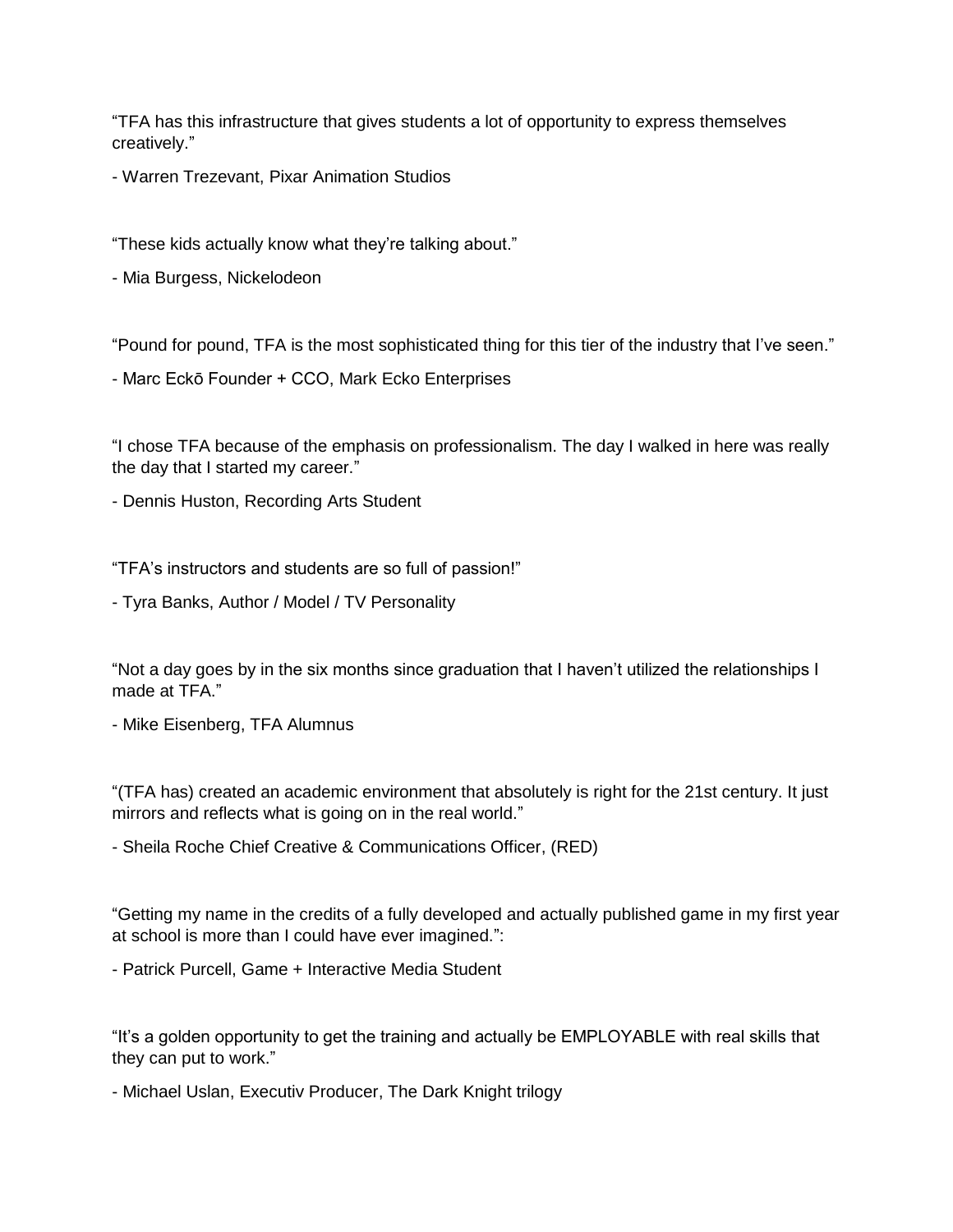"TFA has this infrastructure that gives students a lot of opportunity to express themselves creatively."

- Warren Trezevant, Pixar Animation Studios

"These kids actually know what they're talking about."

- Mia Burgess, Nickelodeon

"Pound for pound, TFA is the most sophisticated thing for this tier of the industry that I've seen."

- Marc Eckō Founder + CCO, Mark Ecko Enterprises

"I chose TFA because of the emphasis on professionalism. The day I walked in here was really the day that I started my career."

- Dennis Huston, Recording Arts Student

"TFA's instructors and students are so full of passion!"

- Tyra Banks, Author / Model / TV Personality

"Not a day goes by in the six months since graduation that I haven't utilized the relationships I made at TFA."

- Mike Eisenberg, TFA Alumnus

"(TFA has) created an academic environment that absolutely is right for the 21st century. It just mirrors and reflects what is going on in the real world."

- Sheila Roche Chief Creative & Communications Officer, (RED)

"Getting my name in the credits of a fully developed and actually published game in my first year at school is more than I could have ever imagined.":

- Patrick Purcell, Game + Interactive Media Student

"It's a golden opportunity to get the training and actually be EMPLOYABLE with real skills that they can put to work."

- Michael Uslan, Executiv Producer, The Dark Knight trilogy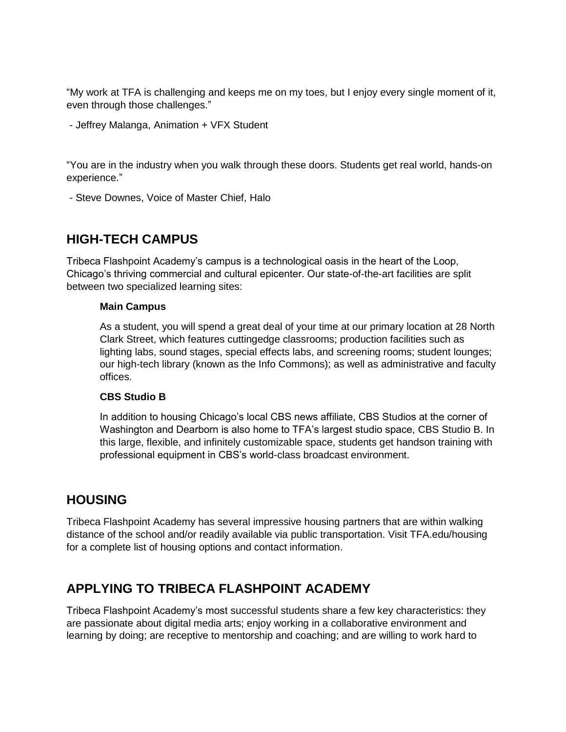"My work at TFA is challenging and keeps me on my toes, but I enjoy every single moment of it, even through those challenges."

- Jeffrey Malanga, Animation + VFX Student

"You are in the industry when you walk through these doors. Students get real world, hands-on experience."

- Steve Downes, Voice of Master Chief, Halo

## HIGH-TECH CAMPUS

Tribeca Flashpoint Academy's campus is a technological oasis in the heart of the Loop, Chicago's thriving commercial and cultural epicenter. Our state-of-the-art facilities are split between two specialized learning sites:

**Main Campus**

As a student, you will spend a great deal of your time at our primary location at 28 North Clark Street, which features cuttingedge classrooms; production facilities such as lighting labs, sound stages, special effects labs, and screening rooms; student lounges; our high-tech library (known as the Info Commons); as well as administrative and faculty offices.

**CBS Studio B**

In addition to housing Chicago's local CBS news affiliate, CBS Studios at the corner of Washington and Dearborn is also home to TFA's largest studio space, CBS Studio B. In this large, flexible, and infinitely customizable space, students get handson training with professional equipment in CBS's world-class broadcast environment.

## HOUSING

Tribeca Flashpoint Academy has several impressive housing partners that are within walking distance of the school and/or readily available via public transportation. Visit TFA.edu/housing for a complete list of housing options and contact information.

## APPLYING TO TRIBECA FLASHPOINT ACADEMY

Tribeca Flashpoint Academy's most successful students share a few key characteristics: they are passionate about digital media arts; enjoy working in a collaborative environment and learning by doing; are receptive to mentorship and coaching; and are willing to work hard to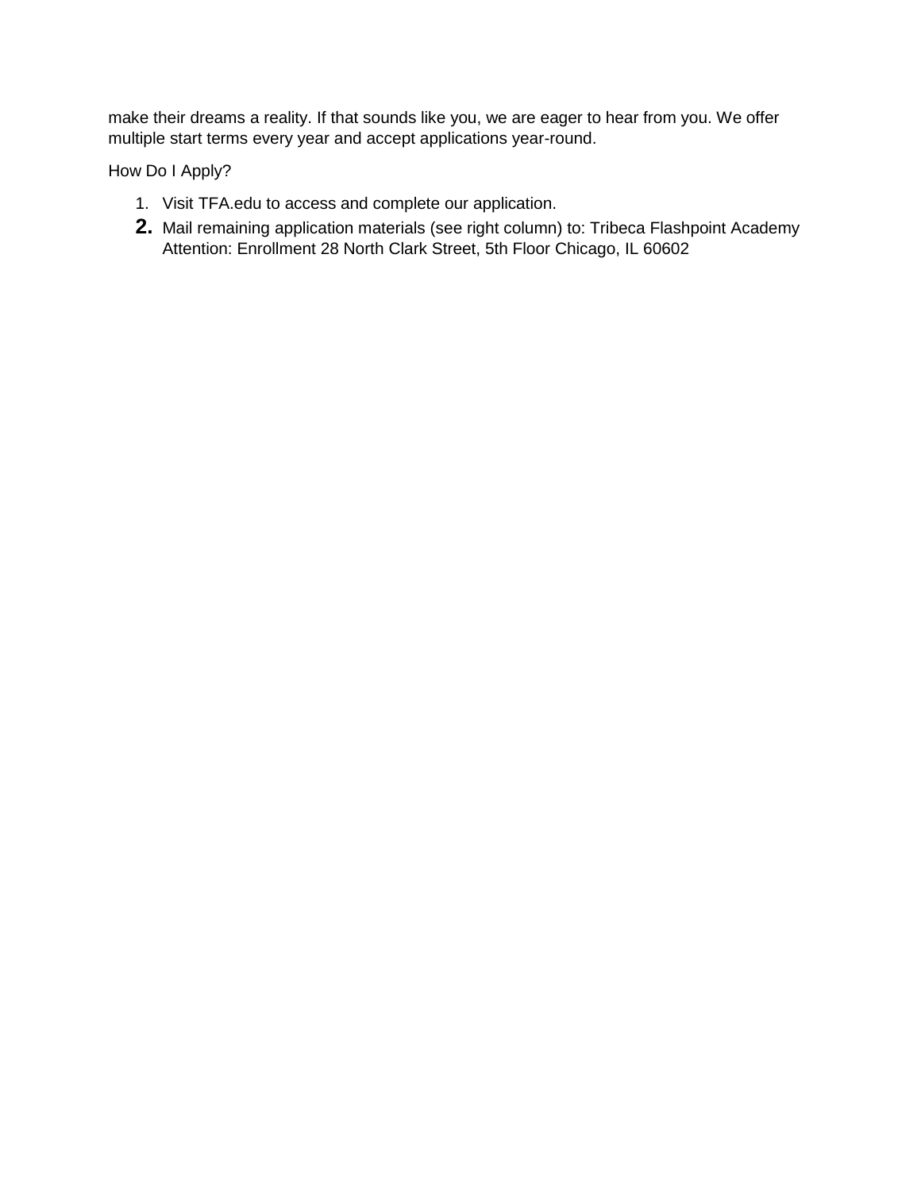make their dreams a reality. If that sounds like you, we are eager to hear from you. We offer multiple start terms every year and accept applications year-round.

How Do I Apply?

1. Visit TFA.edu to access and complete our application.
2. Mail remaining application materials (see right column) to: Tribeca Flashpoint Academy Attention: Enrollment 28 North Clark Street, 5th Floor Chicago, IL 60602